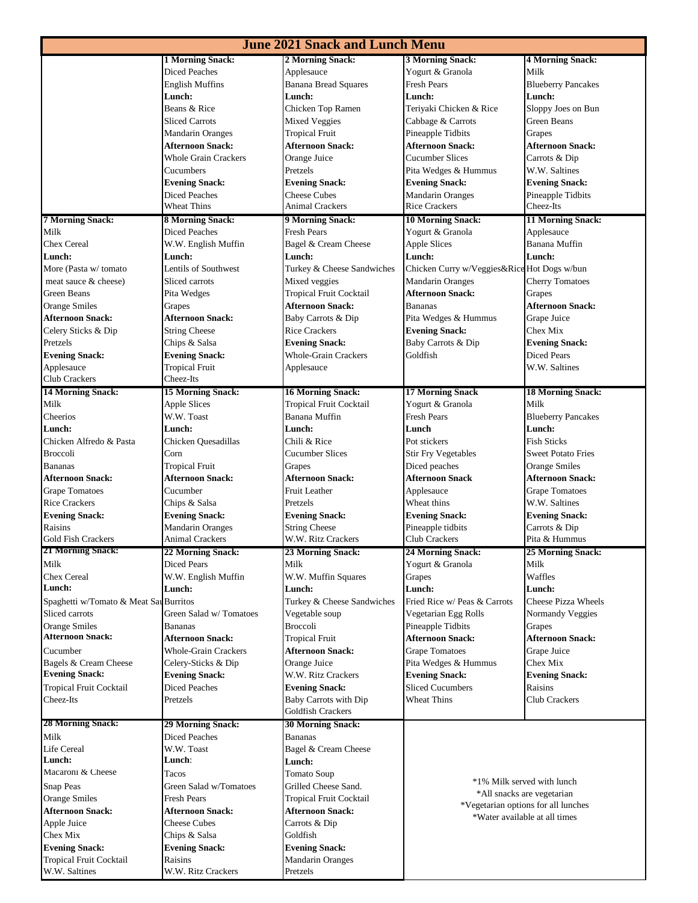# June 2021 Snack and Lunch Menu

| | | | | |
|---|---|---|---|---|
| | **1 Morning Snack:**<br>Diced Peaches<br>English Muffins<br>**Lunch:**<br>Beans & Rice<br>Sliced Carrots<br>Mandarin Oranges<br>**Afternoon Snack:**<br>Whole Grain Crackers<br>Cucumbers<br>**Evening Snack:**<br>Diced Peaches<br>Wheat Thins | **2 Morning Snack:**<br>Applesauce<br>Banana Bread Squares<br>**Lunch:**<br>Chicken Top Ramen<br>Mixed Veggies<br>Tropical Fruit<br>**Afternoon Snack:**<br>Orange Juice<br>Pretzels<br>**Evening Snack:**<br>Cheese Cubes<br>Animal Crackers | **3 Morning Snack:**<br>Yogurt & Granola<br>Fresh Pears<br>**Lunch:**<br>Teriyaki Chicken & Rice<br>Cabbage & Carrots<br>Pineapple Tidbits<br>**Afternoon Snack:**<br>Cucumber Slices<br>Pita Wedges & Hummus<br>**Evening Snack:**<br>Mandarin Oranges<br>Rice Crackers | **4 Morning Snack:**<br>Milk<br>Blueberry Pancakes<br>**Lunch:**<br>Sloppy Joes on Bun<br>Green Beans<br>Grapes<br>**Afternoon Snack:**<br>Carrots & Dip<br>W.W. Saltines<br>**Evening Snack:**<br>Pineapple Tidbits<br>Cheez-Its |
| **7 Morning Snack:**<br>Milk<br>Chex Cereal<br>**Lunch:**<br>More (Pasta w/ tomato meat sauce & cheese)<br>Green Beans<br>Orange Smiles<br>**Afternoon Snack:**<br>Celery Sticks & Dip<br>Pretzels<br>**Evening Snack:**<br>Applesauce<br>Club Crackers | **8 Morning Snack:**<br>Diced Peaches<br>W.W. English Muffin<br>**Lunch:**<br>Lentils of Southwest<br>Sliced carrots<br>Pita Wedges<br>Grapes<br>**Afternoon Snack:**<br>String Cheese<br>Chips & Salsa<br>**Evening Snack:**<br>Tropical Fruit<br>Cheez-Its | **9 Morning Snack:**<br>Fresh Pears<br>Bagel & Cream Cheese<br>**Lunch:**<br>Turkey & Cheese Sandwiches<br>Mixed veggies<br>Tropical Fruit Cocktail<br>**Afternoon Snack:**<br>Baby Carrots & Dip<br>Rice Crackers<br>**Evening Snack:**<br>Whole-Grain Crackers<br>Applesauce | **10 Morning Snack:**<br>Yogurt & Granola<br>Apple Slices<br>**Lunch:**<br>Chicken Curry w/Veggies&Rice<br>Mandarin Oranges<br>**Afternoon Snack:**<br>Bananas<br>Pita Wedges & Hummus<br>**Evening Snack:**<br>Baby Carrots & Dip<br>Goldfish | **11 Morning Snack:**<br>Applesauce<br>Banana Muffin<br>**Lunch:**<br>Hot Dogs w/bun<br>Cherry Tomatoes<br>Grapes<br>**Afternoon Snack:**<br>Grape Juice<br>Chex Mix<br>**Evening Snack:**<br>Diced Pears<br>W.W. Saltines |
| **14 Morning Snack:**<br>Milk<br>Cheerios<br>**Lunch:**<br>Chicken Alfredo & Pasta<br>Broccoli<br>Bananas<br>**Afternoon Snack:**<br>Grape Tomatoes<br>Rice Crackers<br>**Evening Snack:**<br>Raisins<br>Gold Fish Crackers | **15 Morning Snack:**<br>Apple Slices<br>W.W. Toast<br>**Lunch:**<br>Chicken Quesadillas<br>Corn<br>Tropical Fruit<br>**Afternoon Snack:**<br>Cucumber<br>Chips & Salsa<br>**Evening Snack:**<br>Mandarin Oranges<br>Animal Crackers | **16 Morning Snack:**<br>Tropical Fruit Cocktail<br>Banana Muffin<br>**Lunch:**<br>Chili & Rice<br>Cucumber Slices<br>Grapes<br>**Afternoon Snack:**<br>Fruit Leather<br>Pretzels<br>**Evening Snack:**<br>String Cheese<br>W.W. Ritz Crackers | **17 Morning Snack**<br>Yogurt & Granola<br>Fresh Pears<br>**Lunch**<br>Pot stickers<br>Stir Fry Vegetables<br>Diced peaches<br>**Afternoon Snack**<br>Applesauce<br>Wheat thins<br>**Evening Snack:**<br>Pineapple tidbits<br>Club Crackers | **18 Morning Snack:**<br>Milk<br>Blueberry Pancakes<br>**Lunch:**<br>Fish Sticks<br>Sweet Potato Fries<br>Orange Smiles<br>**Afternoon Snack:**<br>Grape Tomatoes<br>W.W. Saltines<br>**Evening Snack:**<br>Carrots & Dip<br>Pita & Hummus |
| **21 Morning Snack:**<br>Milk<br>Chex Cereal<br>**Lunch:**<br>Spaghetti w/Tomato & Meat Sau<br>Sliced carrots<br>Orange Smiles<br>**Afternoon Snack:**<br>Cucumber<br>Bagels & Cream Cheese<br>**Evening Snack:**<br>Tropical Fruit Cocktail<br>Cheez-Its | **22 Morning Snack:**<br>Diced Pears<br>W.W. English Muffin<br>**Lunch:**<br>Burritos<br>Green Salad w/ Tomatoes<br>Bananas<br>**Afternoon Snack:**<br>Whole-Grain Crackers<br>Celery-Sticks & Dip<br>**Evening Snack:**<br>Diced Peaches<br>Pretzels | **23 Morning Snack:**<br>Milk<br>W.W. Muffin Squares<br>**Lunch:**<br>Turkey & Cheese Sandwiches<br>Vegetable soup<br>Broccoli<br>Tropical Fruit<br>**Afternoon Snack:**<br>Orange Juice<br>W.W. Ritz Crackers<br>**Evening Snack:**<br>Baby Carrots with Dip<br>Goldfish Crackers | **24 Morning Snack:**<br>Yogurt & Granola<br>Grapes<br>**Lunch:**<br>Fried Rice w/ Peas & Carrots<br>Vegetarian Egg Rolls<br>Pineapple Tidbits<br>**Afternoon Snack:**<br>Grape Tomatoes<br>Pita Wedges & Hummus<br>**Evening Snack:**<br>Sliced Cucumbers<br>Wheat Thins | **25 Morning Snack:**<br>Milk<br>Waffles<br>**Lunch:**<br>Cheese Pizza Wheels<br>Normandy Veggies<br>Grapes<br>**Afternoon Snack:**<br>Grape Juice<br>Chex Mix<br>**Evening Snack:**<br>Raisins<br>Club Crackers |
| **28 Morning Snack:**<br>Milk<br>Life Cereal<br>**Lunch:**<br>Macaroni & Cheese<br>Snap Peas<br>Orange Smiles<br>**Afternoon Snack:**<br>Apple Juice<br>Chex Mix<br>**Evening Snack:**<br>Tropical Fruit Cocktail<br>W.W. Saltines | **29 Morning Snack:**<br>Diced Peaches<br>W.W. Toast<br>**Lunch:**<br>Tacos<br>Green Salad w/Tomatoes<br>Fresh Pears<br>**Afternoon Snack:**<br>Cheese Cubes<br>Chips & Salsa<br>**Evening Snack:**<br>Raisins<br>W.W. Ritz Crackers | **30 Morning Snack:**<br>Bananas<br>Bagel & Cream Cheese<br>**Lunch:**<br>Tomato Soup<br>Grilled Cheese Sand.<br>Tropical Fruit Cocktail<br>**Afternoon Snack:**<br>Carrots & Dip<br>Goldfish<br>**Evening Snack:**<br>Mandarin Oranges<br>Pretzels | *1% Milk served with lunch<br>*All snacks are vegetarian<br>*Vegetarian options for all lunches<br>*Water available at all times | |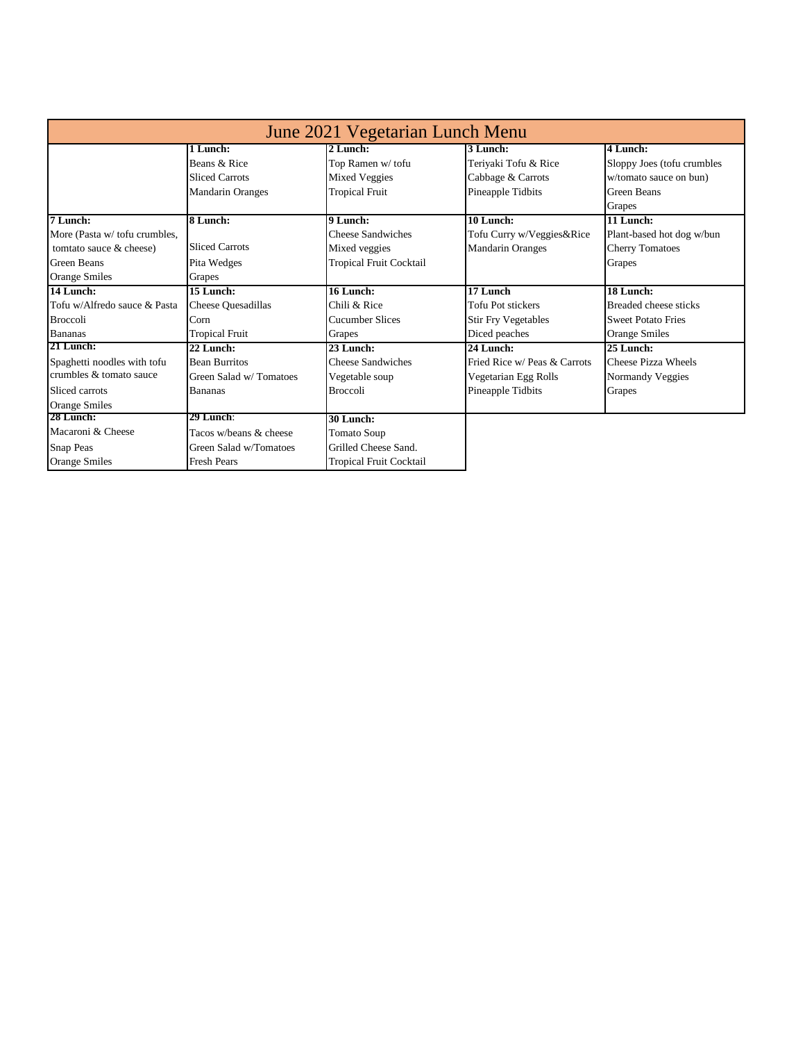# June 2021 Vegetarian Lunch Menu

| | | | | |
|---|---|---|---|---|
| | **1 Lunch:**<br>Beans & Rice<br>Sliced Carrots<br>Mandarin Oranges | **2 Lunch:**<br>Top Ramen w/ tofu<br>Mixed Veggies<br>Tropical Fruit | **3 Lunch:**<br>Teriyaki Tofu & Rice<br>Cabbage & Carrots<br>Pineapple Tidbits | **4 Lunch:**<br>Sloppy Joes (tofu crumbles w/tomato sauce on bun)<br>Green Beans<br>Grapes |
| **7 Lunch:**<br>More (Pasta w/ tofu crumbles, tomtato sauce & cheese)<br>Green Beans<br>Orange Smiles | **8 Lunch:**<br>Sliced Carrots<br>Pita Wedges<br>Grapes | **9 Lunch:**<br>Cheese Sandwiches<br>Mixed veggies<br>Tropical Fruit Cocktail | **10 Lunch:**<br>Tofu Curry w/Veggies&Rice<br>Mandarin Oranges | **11 Lunch:**<br>Plant-based hot dog w/bun<br>Cherry Tomatoes<br>Grapes |
| **14 Lunch:**<br>Tofu w/Alfredo sauce & Pasta<br>Broccoli<br>Bananas | **15 Lunch:**<br>Cheese Quesadillas<br>Corn<br>Tropical Fruit | **16 Lunch:**<br>Chili & Rice<br>Cucumber Slices<br>Grapes | **17 Lunch**<br>Tofu Pot stickers<br>Stir Fry Vegetables<br>Diced peaches | **18 Lunch:**<br>Breaded cheese sticks<br>Sweet Potato Fries<br>Orange Smiles |
| **21 Lunch:**<br>Spaghetti noodles with tofu crumbles & tomato sauce<br>Sliced carrots<br>Orange Smiles | **22 Lunch:**<br>Bean Burritos<br>Green Salad w/ Tomatoes<br>Bananas | **23 Lunch:**<br>Cheese Sandwiches<br>Vegetable soup<br>Broccoli | **24 Lunch:**<br>Fried Rice w/ Peas & Carrots<br>Vegetarian Egg Rolls<br>Pineapple Tidbits | **25 Lunch:**<br>Cheese Pizza Wheels<br>Normandy Veggies<br>Grapes |
| **28 Lunch:**<br>Macaroni & Cheese<br>Snap Peas<br>Orange Smiles | **29 Lunch**:<br>Tacos w/beans & cheese<br>Green Salad w/Tomatoes<br>Fresh Pears | **30 Lunch:**<br>Tomato Soup<br>Grilled Cheese Sand.<br>Tropical Fruit Cocktail | | |